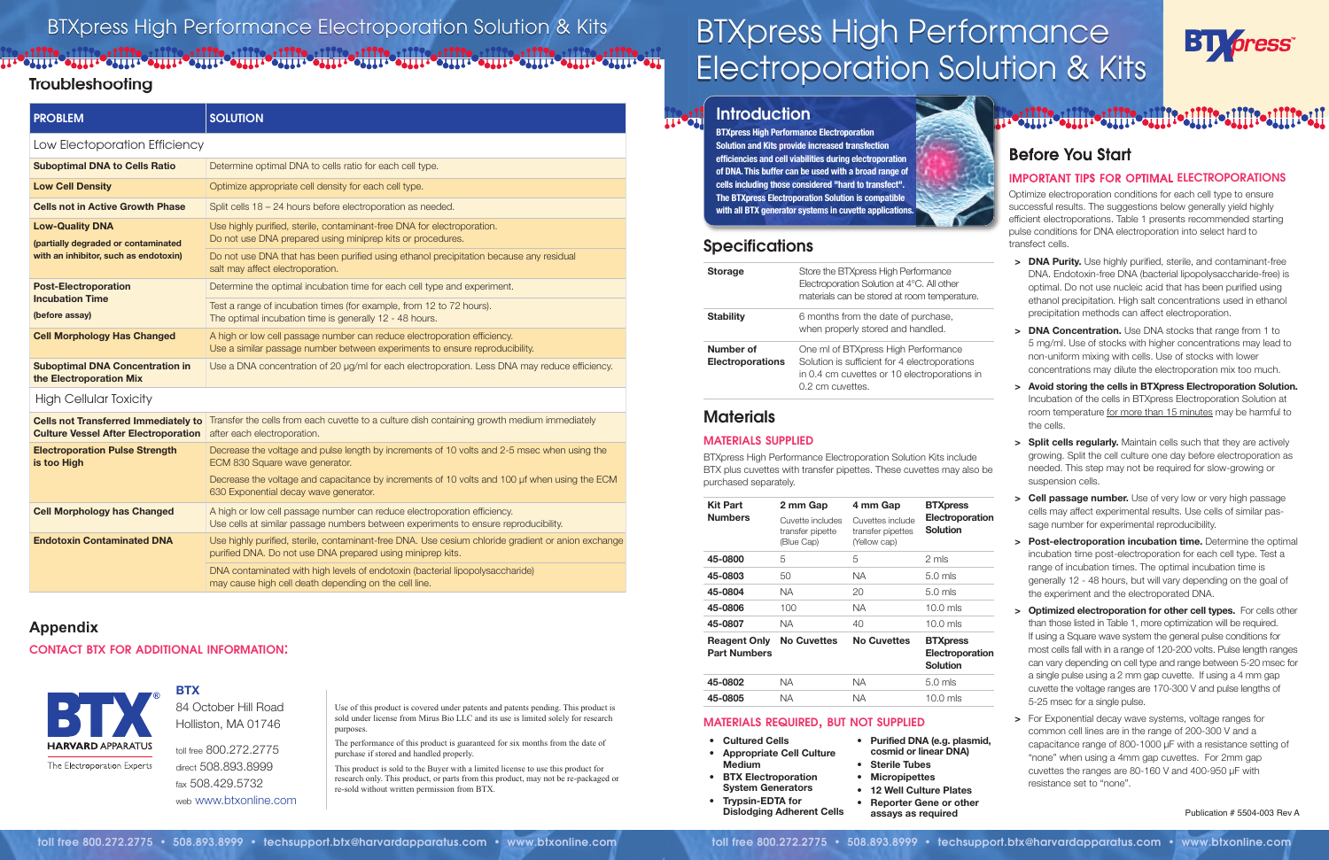# BTXpress High Performance Electroporation Solution & Kits

## Introduction

**BTXpress High Performance Electroporation Solution and Kits provide increased transfection efficiencies and cell viabilities during electroporation of DNA. This buffer can be used with a broad range of cells including those considered "hard to transfect". The BTXpress Electroporation Solution is compatible with all BTX generator systems in cuvette applications.**

## Specifications

| | |
|---|---|
| **Storage** | Store the BTXpress High Performance Electroporation Solution at 4°C. All other materials can be stored at room temperature. |
| **Stability** | 6 months from the date of purchase, when properly stored and handled. |
| **Number of Electroporations** | One ml of BTXpress High Performance Electroporation Solution is sufficient for 4 electroporations in 0.4 cm cuvettes or 10 electroporations in 0.2 cm cuvettes. |

## Materials

### MATERIALS SUPPLIED

BTXpress High Performance Electroporation Solution Kits include BTX plus cuvettes with transfer pipettes. These cuvettes may also be purchased separately.

| Kit Part Numbers | 2 mm Gap Cuvette includes transfer pipette (Blue Cap) | 4 mm Gap Cuvettes include transfer pipettes (Yellow cap) | BTXpress Electroporation Solution |
|---|---|---|---|
| 45-0800 | 5 | 5 | 2 mls |
| 45-0803 | 50 | NA | 5.0 mls |
| 45-0804 | NA | 20 | 5.0 mls |
| 45-0806 | 100 | NA | 10.0 mls |
| 45-0807 | NA | 40 | 10.0 mls |
| **Reagent Only Part Numbers** | **No Cuvettes** | **No Cuvettes** | **BTXpress Electroporation Solution** |
| 45-0802 | NA | NA | 5.0 mls |
| 45-0805 | NA | NA | 10.0 mls |

### MATERIALS REQUIRED, BUT NOT SUPPLIED

- **Cultured Cells**
- **Appropriate Cell Culture Medium**
- **BTX Electroporation System Generators**
- **Trypsin-EDTA for Dislodging Adherent Cells**
- **Purified DNA (e.g. plasmid, cosmid or linear DNA)**
- **Sterile Tubes**
- **Micropipettes**
- **12 Well Culture Plates**
- **Reporter Gene or other assays as required**

## Before You Start

### IMPORTANT TIPS FOR OPTIMAL ELECTROPORATIONS

Optimize electroporation conditions for each cell type to ensure successful results. The suggestions below generally yield highly efficient electroporations. Table 1 presents recommended starting pulse conditions for DNA electroporation into select hard to transfect cells.

- **DNA Purity.** Use highly purified, sterile, and contaminant-free DNA. Endotoxin-free DNA (bacterial lipopolysaccharide-free) is optimal. Do not use nucleic acid that has been purified using ethanol precipitation. High salt concentrations used in ethanol precipitation methods can affect electroporation.
- **DNA Concentration.** Use DNA stocks that range from 1 to 5 mg/ml. Use of stocks with higher concentrations may lead to non-uniform mixing with cells. Use of stocks with lower concentrations may dilute the electroporation mix too much.
- **Avoid storing the cells in BTXpress Electroporation Solution.** Incubation of the cells in BTXpress Electroporation Solution at room temperature for more than 15 minutes may be harmful to the cells.
- **Split cells regularly.** Maintain cells such that they are actively growing. Split the cell culture one day before electroporation as needed. This step may not be required for slow-growing or suspension cells.
- **Cell passage number.** Use of very low or very high passage cells may affect experimental results. Use cells of similar passage number for experimental reproducibility.
- **Post-electroporation incubation time.** Determine the optimal incubation time post-electroporation for each cell type. Test a range of incubation times. The optimal incubation time is generally 12 - 48 hours, but will vary depending on the goal of the experiment and the electroporated DNA.
- **Optimized electroporation for other cell types.** For cells other than those listed in Table 1, more optimization will be required. If using a Square wave system the general pulse conditions for most cells fall with in a range of 120-200 volts. Pulse length ranges can vary depending on cell type and range between 5-20 msec for a single pulse using a 2 mm gap cuvette. If using a 4 mm gap cuvette the voltage ranges are 170-300 V and pulse lengths of 5-25 msec for a single pulse.
- For Exponential decay wave systems, voltage ranges for common cell lines are in the range of 200-300 V and a capacitance range of 800-1000 µF with a resistance setting of "none" when using a 4mm gap cuvettes. For 2mm gap cuvettes the ranges are 80-160 V and 400-950 µF with resistance set to "none".

## Troubleshooting

| PROBLEM | SOLUTION |
|---|---|
| **Low Electoporation Efficiency** | |
| **Suboptimal DNA to Cells Ratio** | Determine optimal DNA to cells ratio for each cell type. |
| **Low Cell Density** | Optimize appropriate cell density for each cell type. |
| **Cells not in Active Growth Phase** | Split cells 18 – 24 hours before electroporation as needed. |
| **Low-Quality DNA** (partially degraded or contaminated with an inhibitor, such as endotoxin) | Use highly purified, sterile, contaminant-free DNA for electroporation. Do not use DNA prepared using miniprep kits or procedures. |
| | Do not use DNA that has been purified using ethanol precipitation because any residual salt may affect electroporation. |
| **Post-Electroporation Incubation Time** (before assay) | Determine the optimal incubation time for each cell type and experiment. |
| | Test a range of incubation times (for example, from 12 to 72 hours). The optimal incubation time is generally 12 - 48 hours. |
| **Cell Morphology Has Changed** | A high or low cell passage number can reduce electroporation efficiency. Use a similar passage number between experiments to ensure reproducibility. |
| **Suboptimal DNA Concentration in the Electroporation Mix** | Use a DNA concentration of 20 µg/ml for each electroporation. Less DNA may reduce efficiency. |
| **High Cellular Toxicity** | |
| **Cells not Transferred Immediately to Culture Vessel After Electroporation** | Transfer the cells from each cuvette to a culture dish containing growth medium immediately after each electroporation. |
| **Electroporation Pulse Strength is too High** | Decrease the voltage and pulse length by increments of 10 volts and 2-5 msec when using the ECM 830 Square wave generator. |
| | Decrease the voltage and capacitance by increments of 10 volts and 100 µf when using the ECM 630 Exponential decay wave generator. |
| **Cell Morphology has Changed** | A high or low cell passage number can reduce electroporation efficiency. Use cells at similar passage numbers between experiments to ensure reproducibility. |
| **Endotoxin Contaminated DNA** | Use highly purified, sterile, contaminant-free DNA. Use cesium chloride gradient or anion exchange purified DNA. Do not use DNA prepared using miniprep kits. |
| | DNA contaminated with high levels of endotoxin (bacterial lipopolysaccharide) may cause high cell death depending on the cell line. |

## Appendix

### CONTACT BTX FOR ADDITIONAL INFORMATION:

BTX HARVARD APPARATUS
The Electroporation Experts

**BTX**
84 October Hill Road
Holliston, MA 01746

toll free 800.272.2775
direct 508.893.8999
fax 508.429.5732
web www.btxonline.com

Use of this product is covered under patents and patents pending. This product is sold under license from Mirus Bio LLC and its use is limited solely for research purposes.

The performance of this product is guaranteed for six months from the date of purchase if stored and handled properly.

This product is sold to the Buyer with a limited license to use this product for research only. This product, or parts from this product, may not be re-packaged or re-sold without written permission from BTX.

Publication # 5504-003 Rev A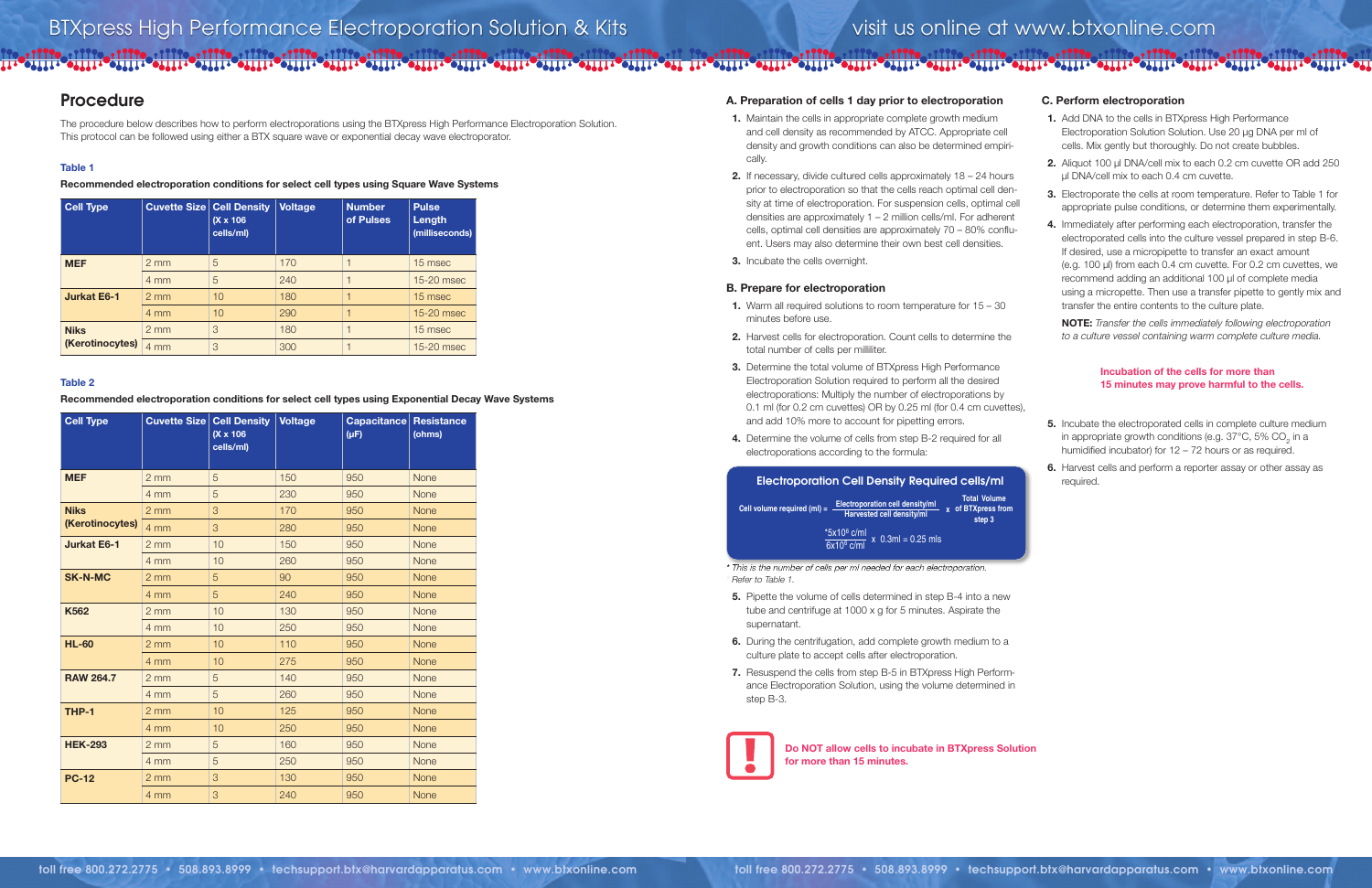## Procedure

The procedure below describes how to perform electroporations using the BTXpress High Performance Electroporation Solution. This protocol can be followed using either a BTX square wave or exponential decay wave electroporator.

**Table 1**

**Recommended electroporation conditions for select cell types using Square Wave Systems**

| Cell Type | Cuvette Size | Cell Density (X x 106 cells/ml) | Voltage | Number of Pulses | Pulse Length (milliseconds) |
|---|---|---|---|---|---|
| **MEF** | 2 mm | 5 | 170 | 1 | 15 msec |
| | 4 mm | 5 | 240 | 1 | 15-20 msec |
| **Jurkat E6-1** | 2 mm | 10 | 180 | 1 | 15 msec |
| | 4 mm | 10 | 290 | 1 | 15-20 msec |
| **Niks (Kerotinocytes)** | 2 mm | 3 | 180 | 1 | 15 msec |
| | 4 mm | 3 | 300 | 1 | 15-20 msec |

**Table 2**

**Recommended electroporation conditions for select cell types using Exponential Decay Wave Systems**

| Cell Type | Cuvette Size | Cell Density (X x 106 cells/ml) | Voltage | Capacitance (µF) | Resistance (ohms) |
|---|---|---|---|---|---|
| **MEF** | 2 mm | 5 | 150 | 950 | None |
| | 4 mm | 5 | 230 | 950 | None |
| **Niks (Kerotinocytes)** | 2 mm | 3 | 170 | 950 | None |
| | 4 mm | 3 | 280 | 950 | None |
| **Jurkat E6-1** | 2 mm | 10 | 150 | 950 | None |
| | 4 mm | 10 | 260 | 950 | None |
| **SK-N-MC** | 2 mm | 5 | 90 | 950 | None |
| | 4 mm | 5 | 240 | 950 | None |
| **K562** | 2 mm | 10 | 130 | 950 | None |
| | 4 mm | 10 | 250 | 950 | None |
| **HL-60** | 2 mm | 10 | 110 | 950 | None |
| | 4 mm | 10 | 275 | 950 | None |
| **RAW 264.7** | 2 mm | 5 | 140 | 950 | None |
| | 4 mm | 5 | 260 | 950 | None |
| **THP-1** | 2 mm | 10 | 125 | 950 | None |
| | 4 mm | 10 | 250 | 950 | None |
| **HEK-293** | 2 mm | 5 | 160 | 950 | None |
| | 4 mm | 5 | 250 | 950 | None |
| **PC-12** | 2 mm | 3 | 130 | 950 | None |
| | 4 mm | 3 | 240 | 950 | None |

### A. Preparation of cells 1 day prior to electroporation

1. Maintain the cells in appropriate complete growth medium and cell density as recommended by ATCC. Appropriate cell density and growth conditions can also be determined empirically.
2. If necessary, divide cultured cells approximately 18 – 24 hours prior to electroporation so that the cells reach optimal cell density at time of electroporation. For suspension cells, optimal cell densities are approximately 1 – 2 million cells/ml. For adherent cells, optimal cell densities are approximately 70 – 80% confluent. Users may also determine their own best cell densities.
3. Incubate the cells overnight.

### B. Prepare for electroporation

1. Warm all required solutions to room temperature for 15 – 30 minutes before use.
2. Harvest cells for electroporation. Count cells to determine the total number of cells per milliliter.
3. Determine the total volume of BTXpress High Performance Electroporation Solution required to perform all the desired electroporations: Multiply the number of electroporations by 0.1 ml (for 0.2 cm cuvettes) OR by 0.25 ml (for 0.4 cm cuvettes), and add 10% more to account for pipetting errors.
4. Determine the volume of cells from step B-2 required for all electroporations according to the formula:

**Electroporation Cell Density Required cells/ml**

$$\text{Cell volume required (ml)} = \frac{\text{Electroporation cell density/ml}}{\text{Harvested cell density/ml}} \times \text{Total Volume of BTXpress from step 3}$$

$$\frac{{}^{*}5\text{x}10^6\text{ c/ml}}{6\text{x}10^6\text{ c/ml}} \times 0.3\text{ml} = 0.25\text{ mls}$$

*\* This is the number of cells per ml needed for each electroporation. Refer to Table 1.*

5. Pipette the volume of cells determined in step B-4 into a new tube and centrifuge at 1000 x g for 5 minutes. Aspirate the supernatant.
6. During the centrifugation, add complete growth medium to a culture plate to accept cells after electroporation.
7. Resuspend the cells from step B-5 in BTXpress High Performance Electroporation Solution, using the volume determined in step B-3.

**Do NOT allow cells to incubate in BTXpress Solution for more than 15 minutes.**

### C. Perform electroporation

1. Add DNA to the cells in BTXpress High Performance Electroporation Solution. Use 20 µg DNA per ml of cells. Mix gently but thoroughly. Do not create bubbles.
2. Aliquot 100 µl DNA/cell mix to each 0.2 cm cuvette OR add 250 µl DNA/cell mix to each 0.4 cm cuvette.
3. Electroporate the cells at room temperature. Refer to Table 1 for appropriate pulse conditions, or determine them experimentally.
4. Immediately after performing each electroporation, transfer the electroporated cells into the culture vessel prepared in step B-6. If desired, use a micropipette to transfer an exact amount (e.g. 100 µl) from each 0.4 cm cuvette. For 0.2 cm cuvettes, we recommend adding an additional 100 µl of complete media using a micropette. Then use a transfer pipette to gently mix and transfer the entire contents to the culture plate.

**NOTE:** *Transfer the cells immediately following electroporation to a culture vessel containing warm complete culture media.*

**Incubation of the cells for more than 15 minutes may prove harmful to the cells.**

5. Incubate the electroporated cells in complete culture medium in appropriate growth conditions (e.g. 37°C, 5% $CO_2$ in a humidified incubator) for 12 – 72 hours or as required.
6. Harvest cells and perform a reporter assay or other assay as required.